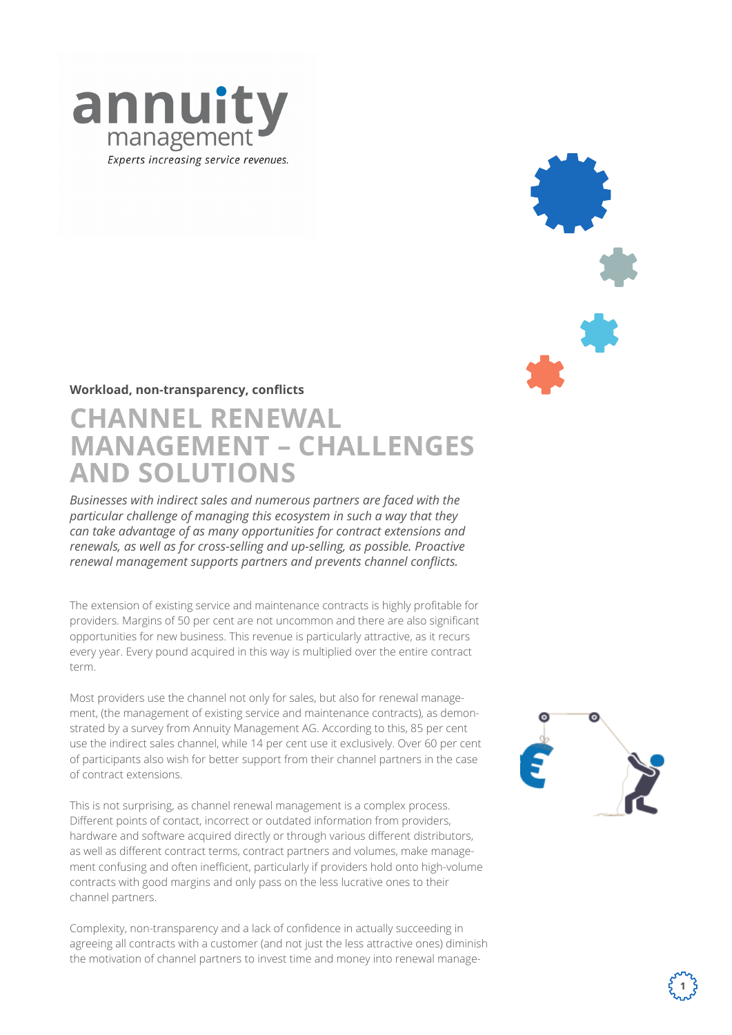annuity management

*Experts increasing service revenues.*

**Workload, non-transparency, conflicts**

# CHANNEL RENEWAL MANAGEMENT – CHALLENGES AND SOLUTIONS

*Businesses with indirect sales and numerous partners are faced with the particular challenge of managing this ecosystem in such a way that they can take advantage of as many opportunities for contract extensions and renewals, as well as for cross-selling and up-selling, as possible. Proactive renewal management supports partners and prevents channel conflicts.*

The extension of existing service and maintenance contracts is highly profitable for providers. Margins of 50 per cent are not uncommon and there are also significant opportunities for new business. This revenue is particularly attractive, as it recurs every year. Every pound acquired in this way is multiplied over the entire contract term.

Most providers use the channel not only for sales, but also for renewal management, (the management of existing service and maintenance contracts), as demonstrated by a survey from Annuity Management AG. According to this, 85 per cent use the indirect sales channel, while 14 per cent use it exclusively. Over 60 per cent of participants also wish for better support from their channel partners in the case of contract extensions.

This is not surprising, as channel renewal management is a complex process. Different points of contact, incorrect or outdated information from providers, hardware and software acquired directly or through various different distributors, as well as different contract terms, contract partners and volumes, make management confusing and often inefficient, particularly if providers hold onto high-volume contracts with good margins and only pass on the less lucrative ones to their channel partners.

Complexity, non-transparency and a lack of confidence in actually succeeding in agreeing all contracts with a customer (and not just the less attractive ones) diminish the motivation of channel partners to invest time and money into renewal manage-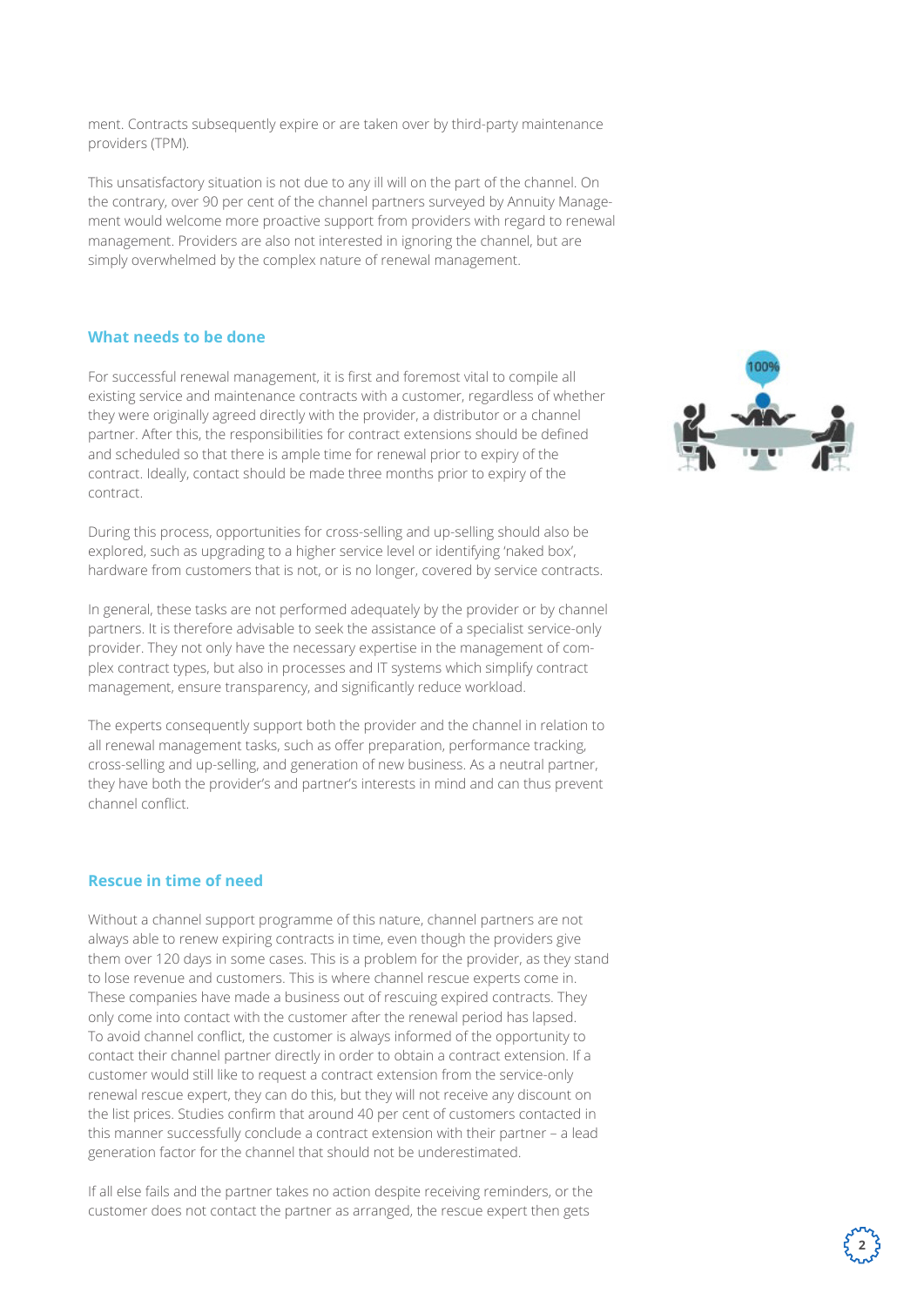ment. Contracts subsequently expire or are taken over by third-party maintenance providers (TPM).

This unsatisfactory situation is not due to any ill will on the part of the channel. On the contrary, over 90 per cent of the channel partners surveyed by Annuity Management would welcome more proactive support from providers with regard to renewal management. Providers are also not interested in ignoring the channel, but are simply overwhelmed by the complex nature of renewal management.

## What needs to be done

For successful renewal management, it is first and foremost vital to compile all existing service and maintenance contracts with a customer, regardless of whether they were originally agreed directly with the provider, a distributor or a channel partner. After this, the responsibilities for contract extensions should be defined and scheduled so that there is ample time for renewal prior to expiry of the contract. Ideally, contact should be made three months prior to expiry of the contract.

During this process, opportunities for cross-selling and up-selling should also be explored, such as upgrading to a higher service level or identifying 'naked box', hardware from customers that is not, or is no longer, covered by service contracts.

In general, these tasks are not performed adequately by the provider or by channel partners. It is therefore advisable to seek the assistance of a specialist service-only provider. They not only have the necessary expertise in the management of complex contract types, but also in processes and IT systems which simplify contract management, ensure transparency, and significantly reduce workload.

The experts consequently support both the provider and the channel in relation to all renewal management tasks, such as offer preparation, performance tracking, cross-selling and up-selling, and generation of new business. As a neutral partner, they have both the provider's and partner's interests in mind and can thus prevent channel conflict.

## Rescue in time of need

Without a channel support programme of this nature, channel partners are not always able to renew expiring contracts in time, even though the providers give them over 120 days in some cases. This is a problem for the provider, as they stand to lose revenue and customers. This is where channel rescue experts come in. These companies have made a business out of rescuing expired contracts. They only come into contact with the customer after the renewal period has lapsed. To avoid channel conflict, the customer is always informed of the opportunity to contact their channel partner directly in order to obtain a contract extension. If a customer would still like to request a contract extension from the service-only renewal rescue expert, they can do this, but they will not receive any discount on the list prices. Studies confirm that around 40 per cent of customers contacted in this manner successfully conclude a contract extension with their partner – a lead generation factor for the channel that should not be underestimated.

If all else fails and the partner takes no action despite receiving reminders, or the customer does not contact the partner as arranged, the rescue expert then gets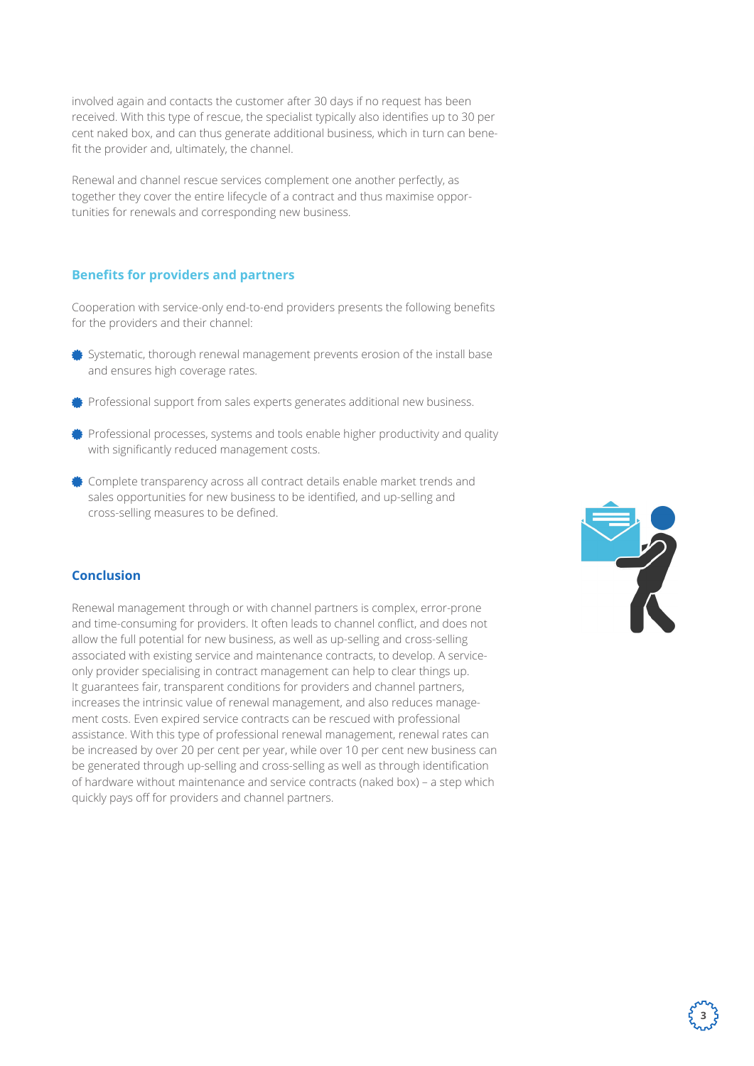involved again and contacts the customer after 30 days if no request has been received. With this type of rescue, the specialist typically also identifies up to 30 per cent naked box, and can thus generate additional business, which in turn can benefit the provider and, ultimately, the channel.

Renewal and channel rescue services complement one another perfectly, as together they cover the entire lifecycle of a contract and thus maximise opportunities for renewals and corresponding new business.

## Benefits for providers and partners

Cooperation with service-only end-to-end providers presents the following benefits for the providers and their channel:

- Systematic, thorough renewal management prevents erosion of the install base and ensures high coverage rates.
- Professional support from sales experts generates additional new business.
- Professional processes, systems and tools enable higher productivity and quality with significantly reduced management costs.
- Complete transparency across all contract details enable market trends and sales opportunities for new business to be identified, and up-selling and cross-selling measures to be defined.

## Conclusion

Renewal management through or with channel partners is complex, error-prone and time-consuming for providers. It often leads to channel conflict, and does not allow the full potential for new business, as well as up-selling and cross-selling associated with existing service and maintenance contracts, to develop. A service-only provider specialising in contract management can help to clear things up. It guarantees fair, transparent conditions for providers and channel partners, increases the intrinsic value of renewal management, and also reduces management costs. Even expired service contracts can be rescued with professional assistance. With this type of professional renewal management, renewal rates can be increased by over 20 per cent per year, while over 10 per cent new business can be generated through up-selling and cross-selling as well as through identification of hardware without maintenance and service contracts (naked box) – a step which quickly pays off for providers and channel partners.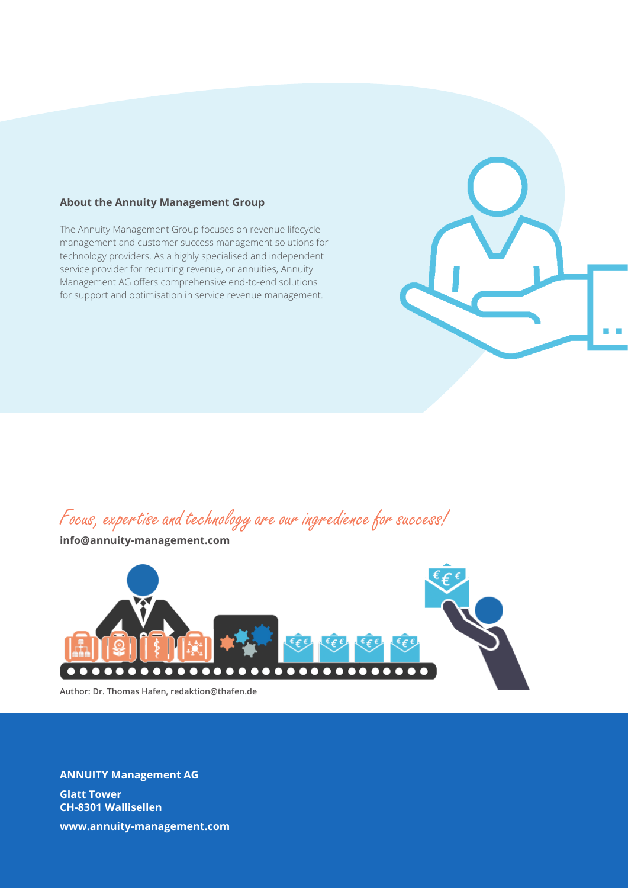### About the Annuity Management Group

The Annuity Management Group focuses on revenue lifecycle management and customer success management solutions for technology providers. As a highly specialised and independent service provider for recurring revenue, or annuities, Annuity Management AG offers comprehensive end-to-end solutions for support and optimisation in service revenue management.

*Focus, expertise and technology are our ingredience for success!*

**info@annuity-management.com**

Author: Dr. Thomas Hafen, redaktion@thafen.de

**ANNUITY Management AG**

**Glatt Tower**
**CH-8301 Wallisellen**

**www.annuity-management.com**